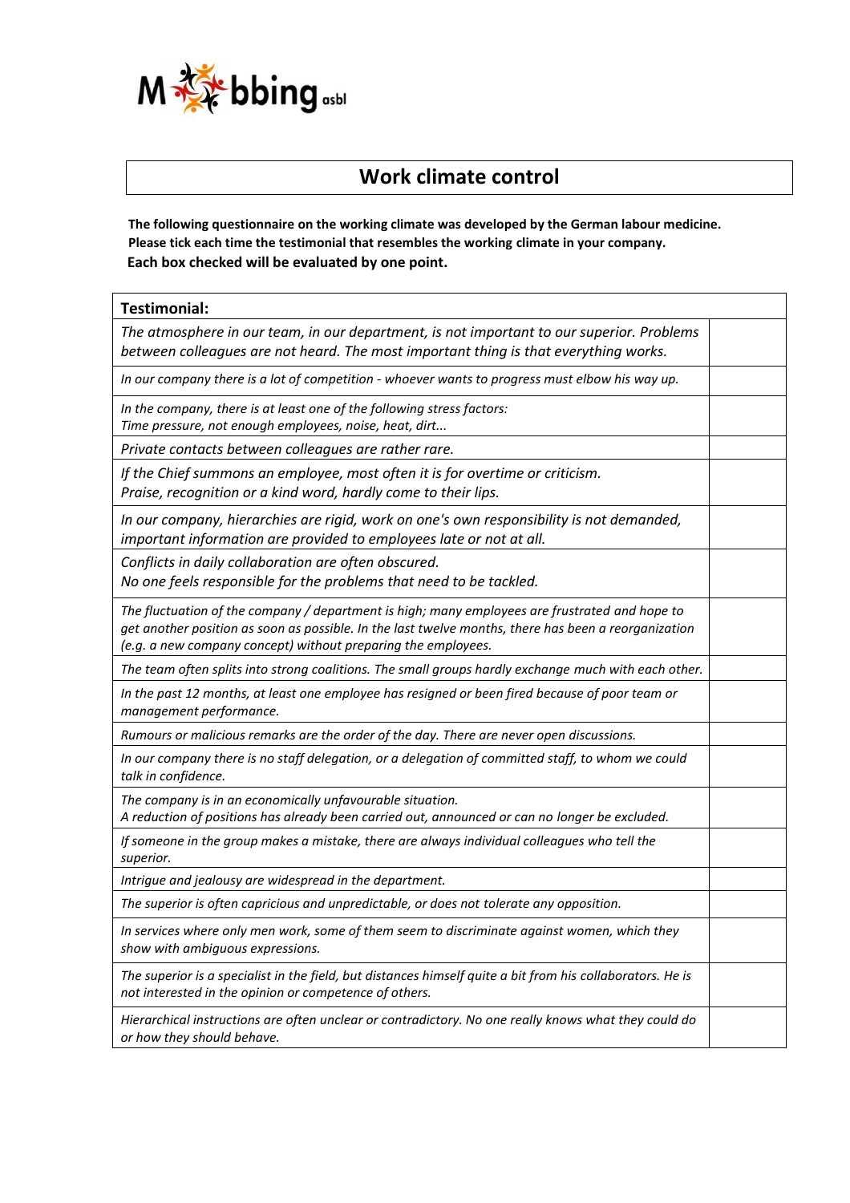M bbing asbl

# Work climate control

**The following questionnaire on the working climate was developed by the German labour medicine.**
**Please tick each time the testimonial that resembles the working climate in your company.**
**Each box checked will be evaluated by one point.**

| **Testimonial:** | |
|---|---|
| *The atmosphere in our team, in our department, is not important to our superior. Problems between colleagues are not heard. The most important thing is that everything works.* | |
| *In our company there is a lot of competition - whoever wants to progress must elbow his way up.* | |
| *In the company, there is at least one of the following stress factors: Time pressure, not enough employees, noise, heat, dirt...* | |
| *Private contacts between colleagues are rather rare.* | |
| *If the Chief summons an employee, most often it is for overtime or criticism. Praise, recognition or a kind word, hardly come to their lips.* | |
| *In our company, hierarchies are rigid, work on one's own responsibility is not demanded, important information are provided to employees late or not at all.* | |
| *Conflicts in daily collaboration are often obscured. No one feels responsible for the problems that need to be tackled.* | |
| *The fluctuation of the company / department is high; many employees are frustrated and hope to get another position as soon as possible. In the last twelve months, there has been a reorganization (e.g. a new company concept) without preparing the employees.* | |
| *The team often splits into strong coalitions. The small groups hardly exchange much with each other.* | |
| *In the past 12 months, at least one employee has resigned or been fired because of poor team or management performance.* | |
| *Rumours or malicious remarks are the order of the day. There are never open discussions.* | |
| *In our company there is no staff delegation, or a delegation of committed staff, to whom we could talk in confidence.* | |
| *The company is in an economically unfavourable situation. A reduction of positions has already been carried out, announced or can no longer be excluded.* | |
| *If someone in the group makes a mistake, there are always individual colleagues who tell the superior.* | |
| *Intrigue and jealousy are widespread in the department.* | |
| *The superior is often capricious and unpredictable, or does not tolerate any opposition.* | |
| *In services where only men work, some of them seem to discriminate against women, which they show with ambiguous expressions.* | |
| *The superior is a specialist in the field, but distances himself quite a bit from his collaborators. He is not interested in the opinion or competence of others.* | |
| *Hierarchical instructions are often unclear or contradictory. No one really knows what they could do or how they should behave.* | |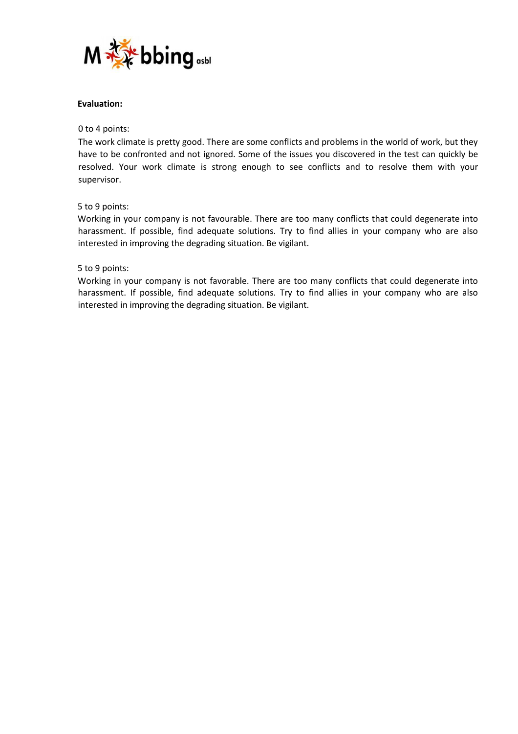**Evaluation:**

0 to 4 points:
The work climate is pretty good. There are some conflicts and problems in the world of work, but they have to be confronted and not ignored. Some of the issues you discovered in the test can quickly be resolved. Your work climate is strong enough to see conflicts and to resolve them with your supervisor.

5 to 9 points:
Working in your company is not favourable. There are too many conflicts that could degenerate into harassment. If possible, find adequate solutions. Try to find allies in your company who are also interested in improving the degrading situation. Be vigilant.

5 to 9 points:
Working in your company is not favorable. There are too many conflicts that could degenerate into harassment. If possible, find adequate solutions. Try to find allies in your company who are also interested in improving the degrading situation. Be vigilant.